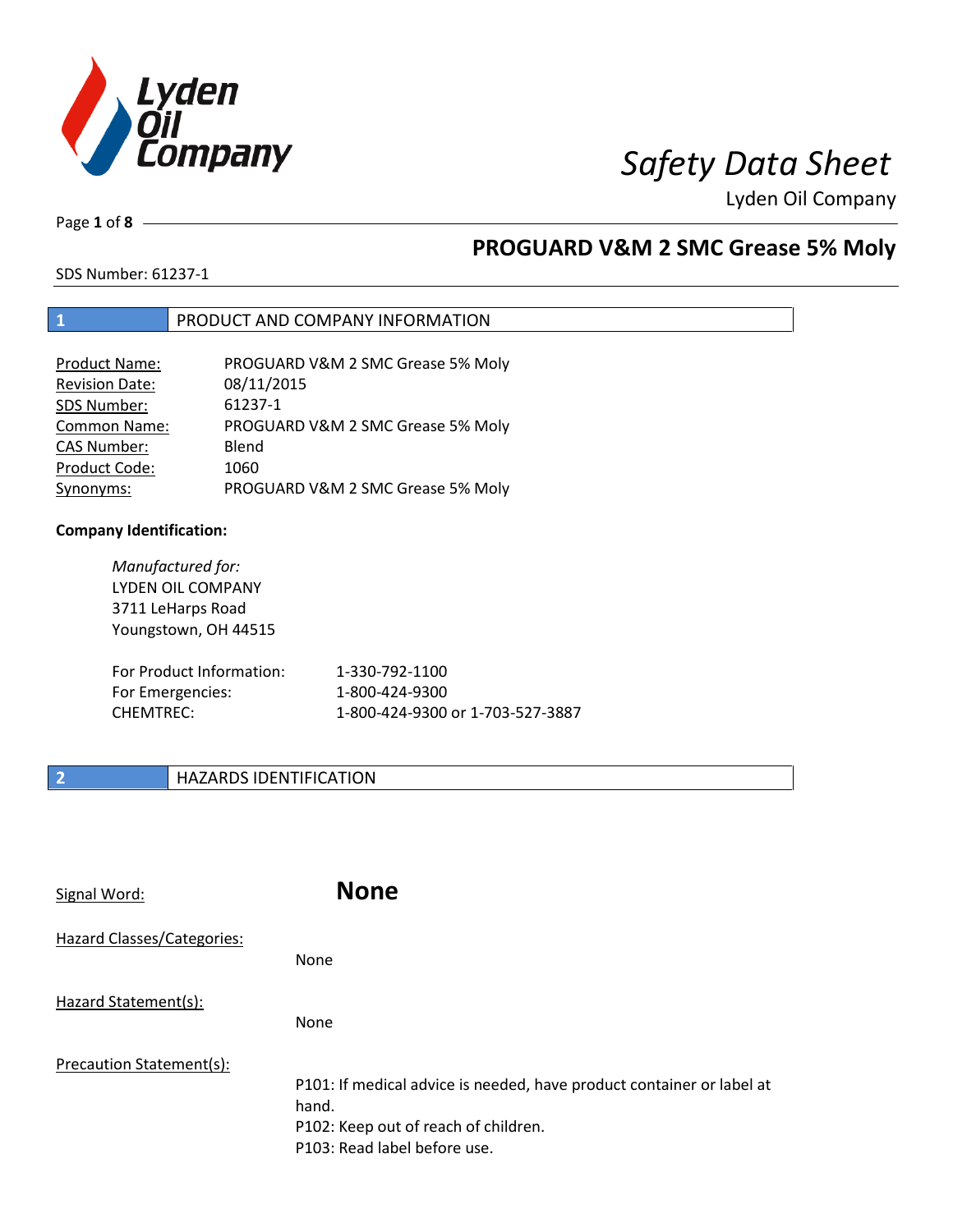# Safety Data Sheet

Lyden Oil Company

## PROGUARD V&M 2 SMC Grease 5% Moly

SDS Number: 61237-1

## 1 PRODUCT AND COMPANY INFORMATION

| | |
|---|---|
| Product Name: | PROGUARD V&M 2 SMC Grease 5% Moly |
| Revision Date: | 08/11/2015 |
| SDS Number: | 61237-1 |
| Common Name: | PROGUARD V&M 2 SMC Grease 5% Moly |
| CAS Number: | Blend |
| Product Code: | 1060 |
| Synonyms: | PROGUARD V&M 2 SMC Grease 5% Moly |

**Company Identification:**

*Manufactured for:*
LYDEN OIL COMPANY
3711 LeHarps Road
Youngstown, OH 44515

| | |
|---|---|
| For Product Information: | 1-330-792-1100 |
| For Emergencies: | 1-800-424-9300 |
| CHEMTREC: | 1-800-424-9300 or 1-703-527-3887 |

## 2 HAZARDS IDENTIFICATION

Signal Word: **None**

Hazard Classes/Categories:

None

Hazard Statement(s):

None

Precaution Statement(s):

P101: If medical advice is needed, have product container or label at hand.
P102: Keep out of reach of children.
P103: Read label before use.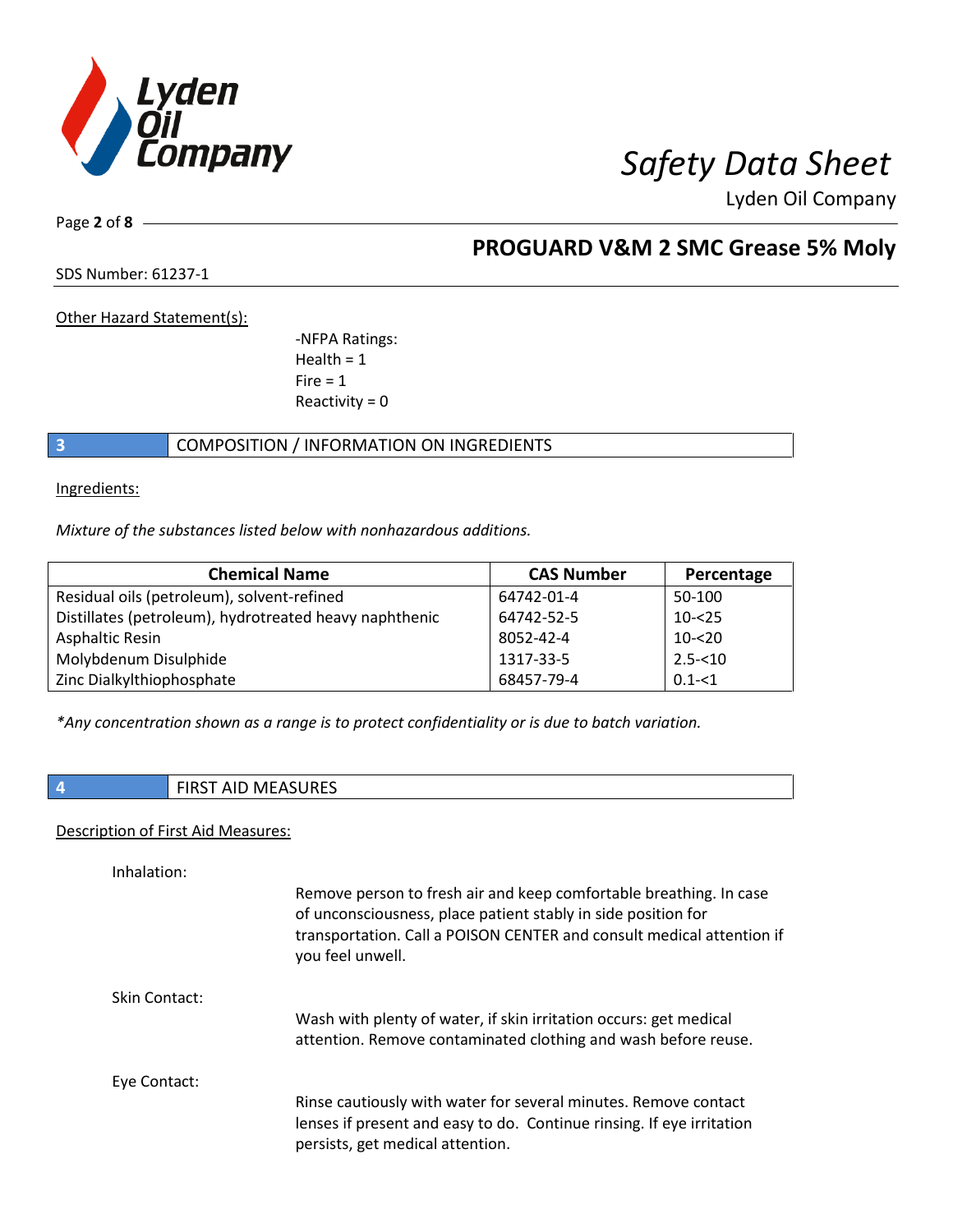Other Hazard Statement(s):

-NFPA Ratings:
Health = 1
Fire = 1
Reactivity = 0

## 3 COMPOSITION / INFORMATION ON INGREDIENTS

Ingredients:

*Mixture of the substances listed below with nonhazardous additions.*

| Chemical Name | CAS Number | Percentage |
|---|---|---|
| Residual oils (petroleum), solvent-refined | 64742-01-4 | 50-100 |
| Distillates (petroleum), hydrotreated heavy naphthenic | 64742-52-5 | 10-<25 |
| Asphaltic Resin | 8052-42-4 | 10-<20 |
| Molybdenum Disulphide | 1317-33-5 | 2.5-<10 |
| Zinc Dialkylthiophosphate | 68457-79-4 | 0.1-<1 |

*\*Any concentration shown as a range is to protect confidentiality or is due to batch variation.*

## 4 FIRST AID MEASURES

Description of First Aid Measures:

Inhalation:

Remove person to fresh air and keep comfortable breathing. In case of unconsciousness, place patient stably in side position for transportation. Call a POISON CENTER and consult medical attention if you feel unwell.

Skin Contact:

Wash with plenty of water, if skin irritation occurs: get medical attention. Remove contaminated clothing and wash before reuse.

Eye Contact:

Rinse cautiously with water for several minutes. Remove contact lenses if present and easy to do. Continue rinsing. If eye irritation persists, get medical attention.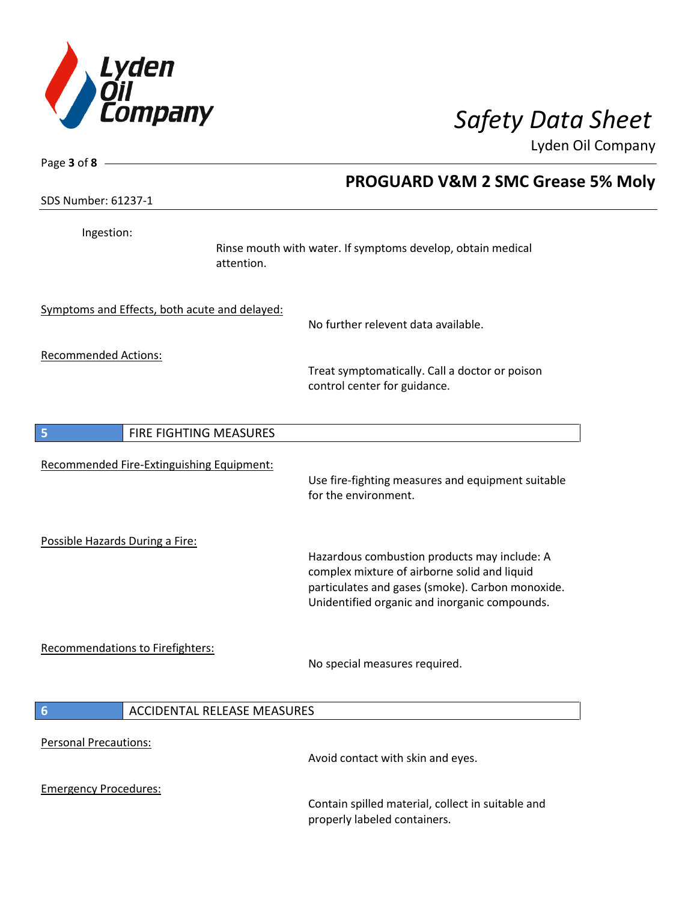Ingestion:

Rinse mouth with water. If symptoms develop, obtain medical attention.

Symptoms and Effects, both acute and delayed:

No further relevent data available.

Recommended Actions:

Treat symptomatically. Call a doctor or poison control center for guidance.

## 5 FIRE FIGHTING MEASURES

Recommended Fire-Extinguishing Equipment:

Use fire-fighting measures and equipment suitable for the environment.

Possible Hazards During a Fire:

Hazardous combustion products may include: A complex mixture of airborne solid and liquid particulates and gases (smoke). Carbon monoxide. Unidentified organic and inorganic compounds.

Recommendations to Firefighters:

No special measures required.

## 6 ACCIDENTAL RELEASE MEASURES

Personal Precautions:

Avoid contact with skin and eyes.

Emergency Procedures:

Contain spilled material, collect in suitable and properly labeled containers.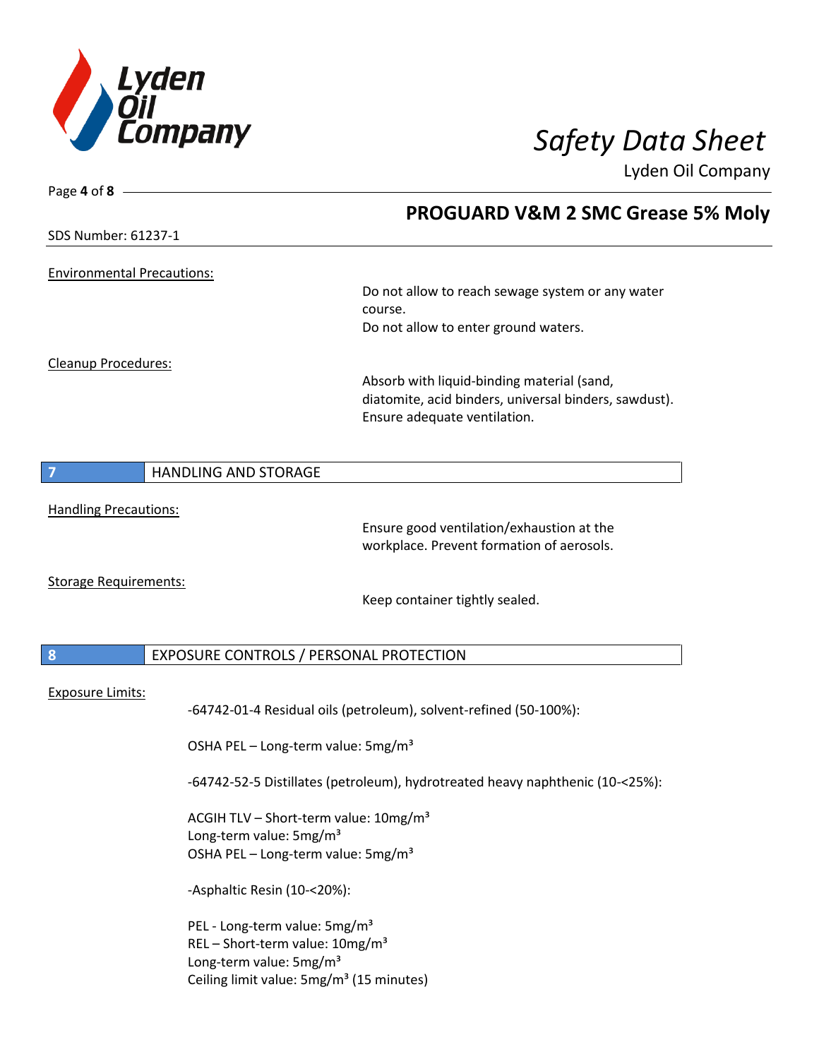Environmental Precautions:

Do not allow to reach sewage system or any water course.
Do not allow to enter ground waters.

Cleanup Procedures:

Absorb with liquid-binding material (sand, diatomite, acid binders, universal binders, sawdust).
Ensure adequate ventilation.

## 7 HANDLING AND STORAGE

Handling Precautions:

Ensure good ventilation/exhaustion at the workplace. Prevent formation of aerosols.

Storage Requirements:

Keep container tightly sealed.

## 8 EXPOSURE CONTROLS / PERSONAL PROTECTION

Exposure Limits:

-64742-01-4 Residual oils (petroleum), solvent-refined (50-100%):

OSHA PEL – Long-term value: 5mg/m³

-64742-52-5 Distillates (petroleum), hydrotreated heavy naphthenic (10-<25%):

ACGIH TLV – Short-term value: 10mg/m³
Long-term value: 5mg/m³
OSHA PEL – Long-term value: 5mg/m³

-Asphaltic Resin (10-<20%):

PEL - Long-term value: 5mg/m³
REL – Short-term value: 10mg/m³
Long-term value: 5mg/m³
Ceiling limit value: 5mg/m³ (15 minutes)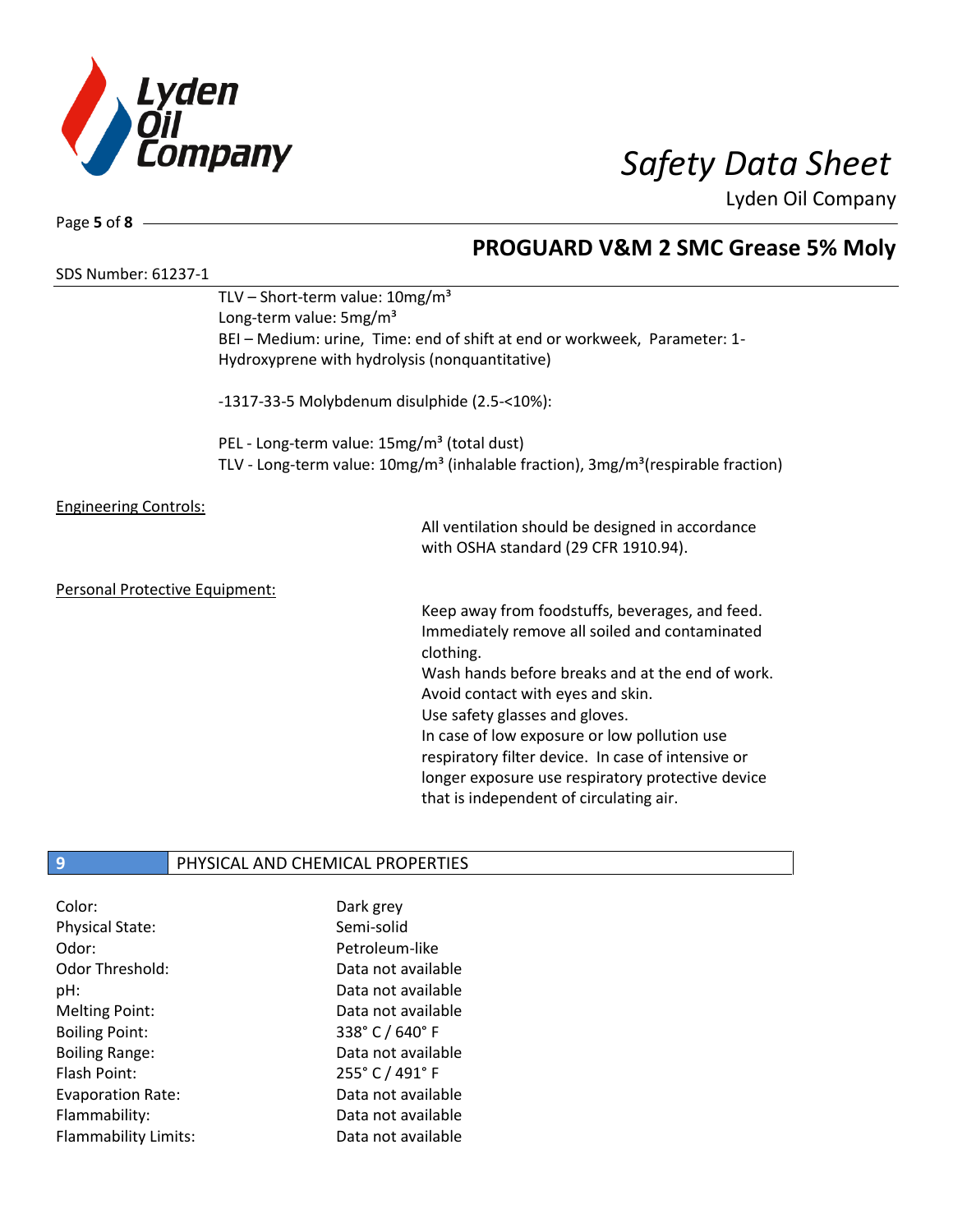SDS Number: 61237-1

TLV – Short-term value: 10mg/m³
Long-term value: 5mg/m³
BEI – Medium: urine, Time: end of shift at end or workweek, Parameter: 1-Hydroxyprene with hydrolysis (nonquantitative)

-1317-33-5 Molybdenum disulphide (2.5-<10%):

PEL - Long-term value: 15mg/m³ (total dust)
TLV - Long-term value: 10mg/m³ (inhalable fraction), 3mg/m³(respirable fraction)

Engineering Controls:

All ventilation should be designed in accordance with OSHA standard (29 CFR 1910.94).

Personal Protective Equipment:

Keep away from foodstuffs, beverages, and feed.
Immediately remove all soiled and contaminated clothing.
Wash hands before breaks and at the end of work.
Avoid contact with eyes and skin.
Use safety glasses and gloves.
In case of low exposure or low pollution use respiratory filter device. In case of intensive or longer exposure use respiratory protective device that is independent of circulating air.

## 9 PHYSICAL AND CHEMICAL PROPERTIES

| | |
|---|---|
| Color: | Dark grey |
| Physical State: | Semi-solid |
| Odor: | Petroleum-like |
| Odor Threshold: | Data not available |
| pH: | Data not available |
| Melting Point: | Data not available |
| Boiling Point: | 338° C / 640° F |
| Boiling Range: | Data not available |
| Flash Point: | 255° C / 491° F |
| Evaporation Rate: | Data not available |
| Flammability: | Data not available |
| Flammability Limits: | Data not available |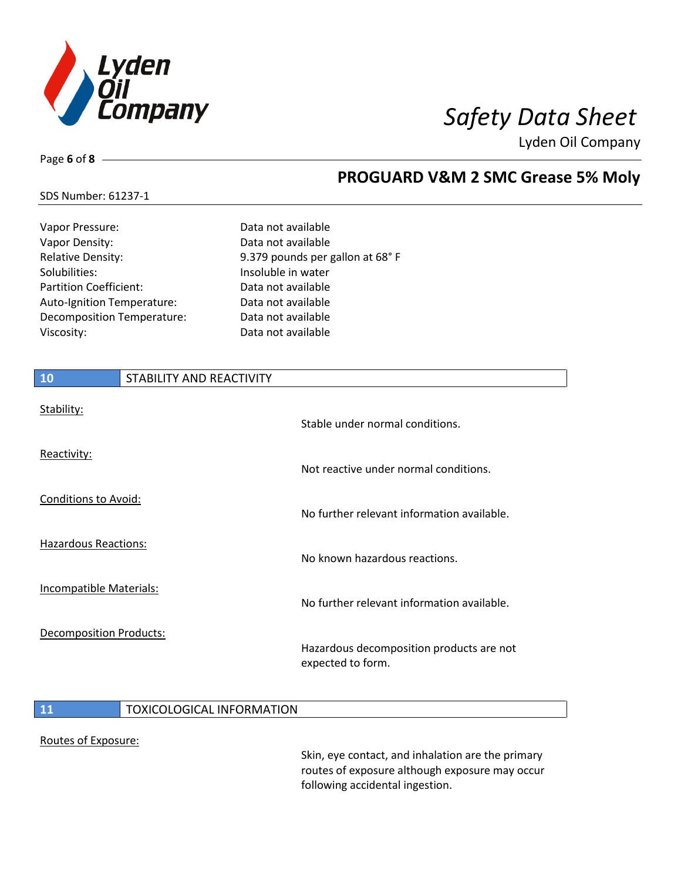| | |
|---|---|
| Vapor Pressure: | Data not available |
| Vapor Density: | Data not available |
| Relative Density: | 9.379 pounds per gallon at 68° F |
| Solubilities: | Insoluble in water |
| Partition Coefficient: | Data not available |
| Auto-Ignition Temperature: | Data not available |
| Decomposition Temperature: | Data not available |
| Viscosity: | Data not available |

## 10 STABILITY AND REACTIVITY

Stability:

Stable under normal conditions.

Reactivity:

Not reactive under normal conditions.

Conditions to Avoid:

No further relevant information available.

Hazardous Reactions:

No known hazardous reactions.

Incompatible Materials:

No further relevant information available.

Decomposition Products:

Hazardous decomposition products are not expected to form.

## 11 TOXICOLOGICAL INFORMATION

Routes of Exposure:

Skin, eye contact, and inhalation are the primary routes of exposure although exposure may occur following accidental ingestion.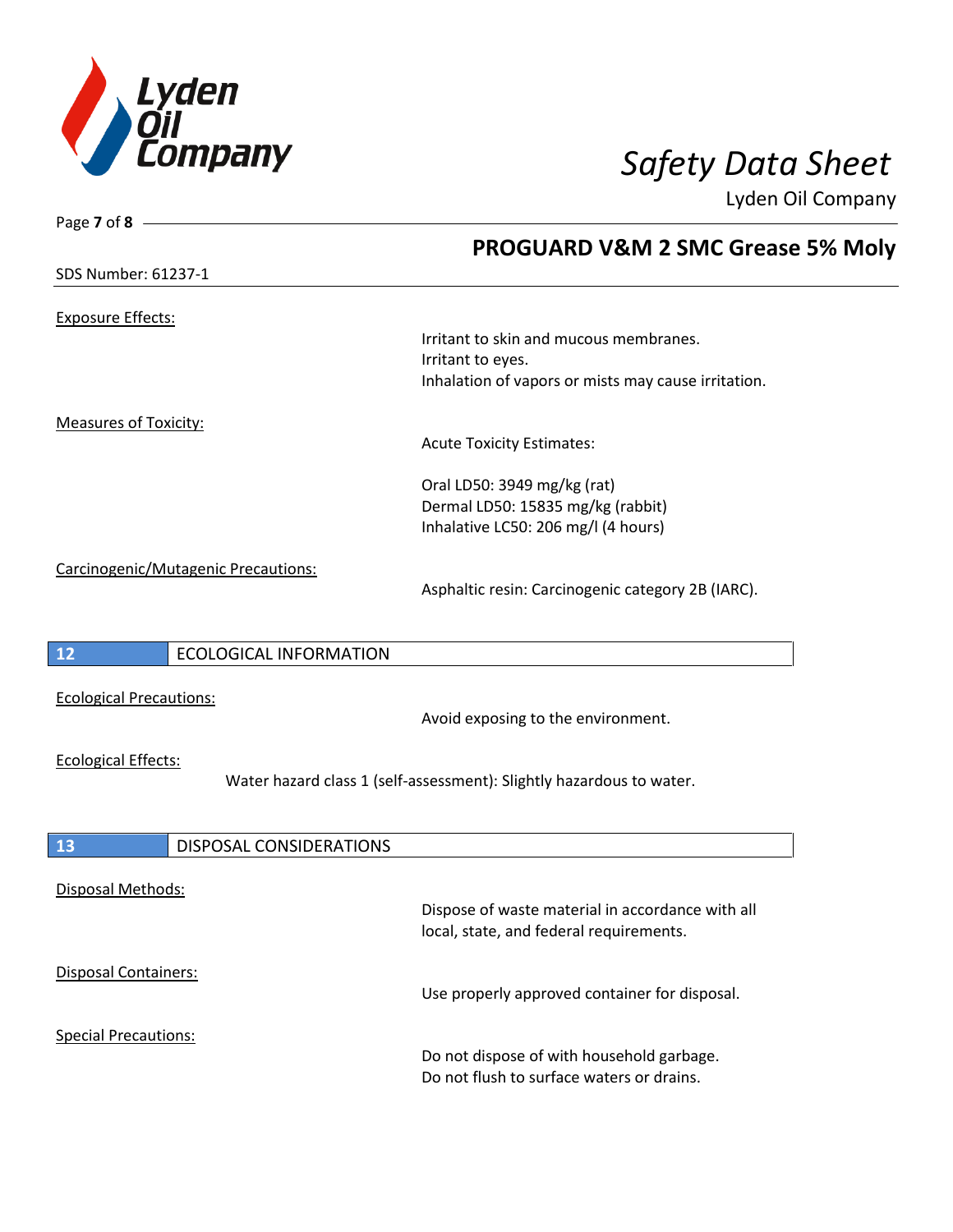Exposure Effects:

Irritant to skin and mucous membranes.
Irritant to eyes.
Inhalation of vapors or mists may cause irritation.

Measures of Toxicity:

Acute Toxicity Estimates:

Oral LD50: 3949 mg/kg (rat)
Dermal LD50: 15835 mg/kg (rabbit)
Inhalative LC50: 206 mg/l (4 hours)

Carcinogenic/Mutagenic Precautions:

Asphaltic resin: Carcinogenic category 2B (IARC).

## 12 ECOLOGICAL INFORMATION

Ecological Precautions:

Avoid exposing to the environment.

Ecological Effects:

Water hazard class 1 (self-assessment): Slightly hazardous to water.

## 13 DISPOSAL CONSIDERATIONS

Disposal Methods:

Dispose of waste material in accordance with all local, state, and federal requirements.

Disposal Containers:

Use properly approved container for disposal.

Special Precautions:

Do not dispose of with household garbage.
Do not flush to surface waters or drains.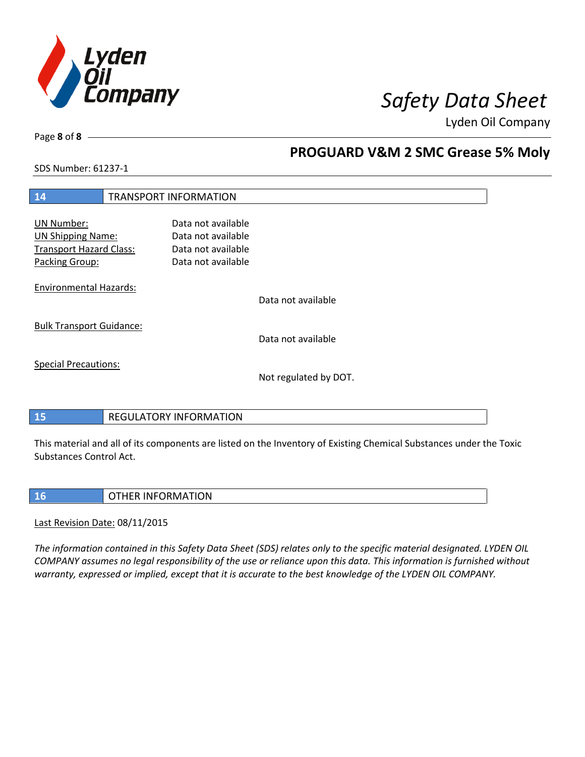## 14 TRANSPORT INFORMATION

| | |
|---|---|
| UN Number: | Data not available |
| UN Shipping Name: | Data not available |
| Transport Hazard Class: | Data not available |
| Packing Group: | Data not available |

Environmental Hazards:

Data not available

Bulk Transport Guidance:

Data not available

Special Precautions:

Not regulated by DOT.

## 15 REGULATORY INFORMATION

This material and all of its components are listed on the Inventory of Existing Chemical Substances under the Toxic Substances Control Act.

## 16 OTHER INFORMATION

Last Revision Date: 08/11/2015

*The information contained in this Safety Data Sheet (SDS) relates only to the specific material designated. LYDEN OIL COMPANY assumes no legal responsibility of the use or reliance upon this data. This information is furnished without warranty, expressed or implied, except that it is accurate to the best knowledge of the LYDEN OIL COMPANY.*